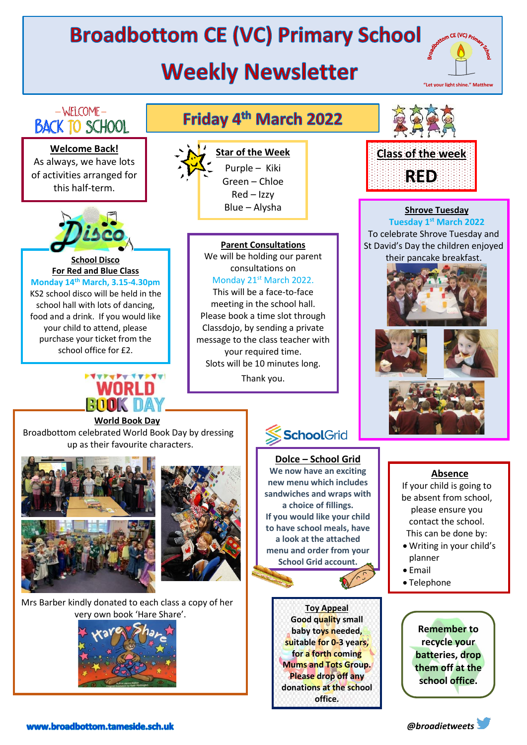# Broadbottom CE (VC) Primary School

# Weekly Newsletter

"Let your light shine." Matthew

## Friday 4th March 2022

WELCOME BACK TO SCHOOL

**Welcome Back!**

As always, we have lots of activities arranged for this half-term.

**Star of the Week**

Purple – Kiki
Green – Chloe
Red – Izzy
Blue – Alysha

**Class of the week**

**RED**

**Shrove Tuesday**

**Tuesday 1st March 2022**

To celebrate Shrove Tuesday and St David's Day the children enjoyed their pancake breakfast.

**School Disco**
**For Red and Blue Class**
**Monday 14th March, 3.15-4.30pm**

KS2 school disco will be held in the school hall with lots of dancing, food and a drink. If you would like your child to attend, please purchase your ticket from the school office for £2.

**Parent Consultations**

We will be holding our parent consultations on Monday 21st March 2022. This will be a face-to-face meeting in the school hall. Please book a time slot through Classdojo, by sending a private message to the class teacher with your required time. Slots will be 10 minutes long.

Thank you.

**World Book Day**

Broadbottom celebrated World Book Day by dressing up as their favourite characters.

Mrs Barber kindly donated to each class a copy of her very own book 'Hare Share'.

SchoolGrid

**Dolce – School Grid**

**We now have an exciting new menu which includes sandwiches and wraps with a choice of fillings. If you would like your child to have school meals, have a look at the attached menu and order from your School Grid account.**

**Absence**

If your child is going to be absent from school, please ensure you contact the school. This can be done by:

- Writing in your child's planner
- Email
- Telephone

**Toy Appeal**

**Good quality small baby toys needed, suitable for 0-3 years, for a forth coming Mums and Tots Group. Please drop off any donations at the school office.**

**Remember to recycle your batteries, drop them off at the school office.**

www.broadbottom.tameside.sch.uk

@broadietweets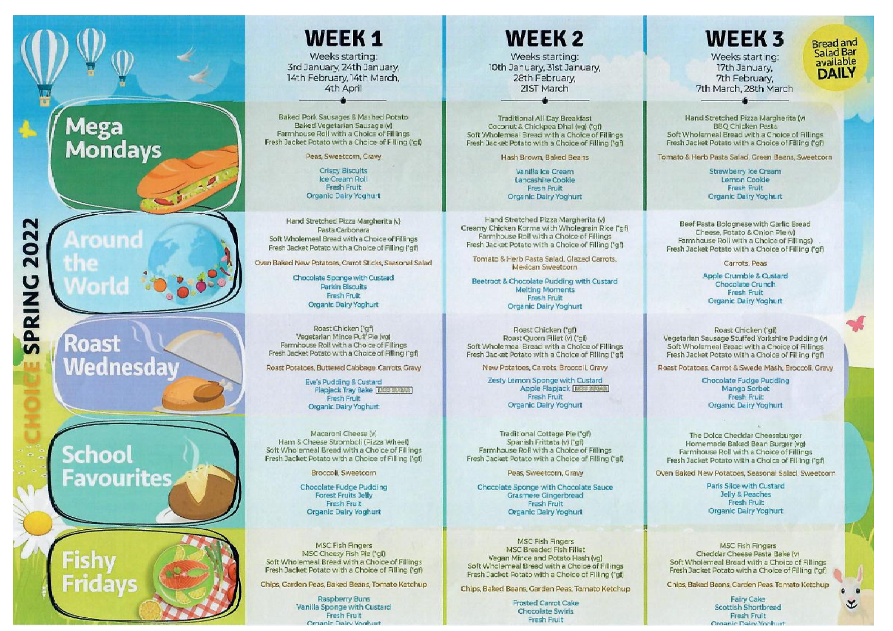# CHOICE SPRING 2022

**Bread and Salad Bar available DAILY**

| | WEEK 1 | WEEK 2 | WEEK 3 |
|---|---|---|---|
| | Weeks starting: 3rd January, 24th January, 14th February, 14th March, 4th April | Weeks starting: 10th January, 31st January, 28th February, 21ST March | Weeks starting: 17th January, 7th February, 7th March, 28th March |
| **Mega Mondays** | Baked Pork Sausages & Mashed Potato<br>Baked Vegetarian Sausage (v)<br>Farmhouse Roll with a Choice of Fillings<br>Fresh Jacket Potato with a Choice of Filling (*gf)<br><br>Peas, Sweetcorn, Gravy<br><br>Crispy Biscuits<br>Ice Cream Roll<br>Fresh Fruit<br>Organic Dairy Yoghurt | Traditional All Day Breakfast<br>Coconut & Chickpea Dhal (vg) (*gf)<br>Soft Wholemeal Bread with a Choice of Fillings<br>Fresh Jacket Potato with a Choice of Filling (*gf)<br><br>Hash Brown, Baked Beans<br><br>Vanilla Ice Cream<br>Lancashire Cookie<br>Fresh Fruit<br>Organic Dairy Yoghurt | Hand Stretched Pizza Margherita (v)<br>BBQ Chicken Pasta<br>Soft Wholemeal Bread with a Choice of Fillings<br>Fresh Jacket Potato with a Choice of Filling (*gf)<br><br>Tomato & Herb Pasta Salad, Green Beans, Sweetcorn<br><br>Strawberry Ice Cream<br>Lemon Cookie<br>Fresh Fruit<br>Organic Dairy Yoghurt |
| **Around the World** | Hand Stretched Pizza Margherita (v)<br>Pasta Carbonara<br>Soft Wholemeal Bread with a Choice of Fillings<br>Fresh Jacket Potato with a Choice of Filling (*gf)<br><br>Oven Baked New Potatoes, Carrot Sticks, Seasonal Salad<br><br>Chocolate Sponge with Custard<br>Parkin Biscuits<br>Fresh Fruit<br>Organic Dairy Yoghurt | Hand Stretched Pizza Margherita (v)<br>Creamy Chicken Korma with Wholegrain Rice (*gf)<br>Farmhouse Roll with a Choice of Fillings<br>Fresh Jacket Potato with a Choice of Filling (*gf)<br><br>Tomato & Herb Pasta Salad, Glazed Carrots, Mexican Sweetcorn<br><br>Beetroot & Chocolate Pudding with Custard<br>Melting Moments<br>Fresh Fruit<br>Organic Dairy Yoghurt | Beef Pasta Bolognese with Garlic Bread<br>Cheese, Potato & Onion Pie (v)<br>Farmhouse Roll with a Choice of Fillings)<br>Fresh Jacket Potato with a Choice of Filling (*gf)<br><br>Carrots, Peas<br><br>Apple Crumble & Custard<br>Chocolate Crunch<br>Fresh Fruit<br>Organic Dairy Yoghurt |
| **Roast Wednesday** | Roast Chicken (*gf)<br>Vegetarian Mince Puff Pie (vg)<br>Farmhouse Roll with a Choice of Fillings<br>Fresh Jacket Potato with a Choice of Filling (*gf)<br><br>Roast Potatoes, Buttered Cabbage, Carrots, Gravy<br><br>Eve's Pudding & Custard<br>Flapjack Tray Bake LESS SUGAR<br>Fresh Fruit<br>Organic Dairy Yoghurt | Roast Chicken (*gf)<br>Roast Quorn Fillet (v) (*gf)<br>Soft Wholemeal Bread with a Choice of Fillings<br>Fresh Jacket Potato with a Choice of Filling (*gf)<br><br>New Potatoes, Carrots, Broccoli, Gravy<br><br>Zesty Lemon Sponge with Custard<br>Apple Flapjack LESS SUGAR<br>Fresh Fruit<br>Organic Dairy Yoghurt | Roast Chicken (*gf)<br>Vegetarian Sausage Stuffed Yorkshire Pudding (v)<br>Soft Wholemeal Bread with a Choice of Fillings<br>Fresh Jacket Potato with a Choice of Filling (*gf)<br><br>Roast Potatoes, Carrot & Swede Mash, Broccoli, Gravy<br><br>Chocolate Fudge Pudding<br>Mango Sorbet<br>Fresh Fruit<br>Organic Dairy Yoghurt |
| **School Favourites** | Macaroni Cheese (v)<br>Ham & Cheese Stromboli (Pizza Wheel)<br>Soft Wholemeal Bread with a Choice of Fillings<br>Fresh Jacket Potato with a Choice of Filling (*gf)<br><br>Broccoli, Sweetcorn<br><br>Chocolate Fudge Pudding<br>Forest Fruits Jelly<br>Fresh Fruit<br>Organic Dairy Yoghurt | Traditional Cottage Pie (*gf)<br>Spanish Frittata (v) (*gf)<br>Farmhouse Roll with a Choice of Fillings<br>Fresh Jacket Potato with a Choice of Filling (*gf)<br><br>Peas, Sweetcorn, Gravy<br><br>Chocolate Sponge with Chocolate Sauce<br>Grasmere Gingerbread<br>Fresh Fruit<br>Organic Dairy Yoghurt | The Dolce Cheddar Cheeseburger<br>Homemade Baked Bean Burger (vg)<br>Farmhouse Roll with a Choice of Fillings<br>Fresh Jacket Potato with a Choice of Filling (*gf)<br><br>Oven Baked New Potatoes, Seasonal Salad, Sweetcorn<br><br>Paris Slice with Custard<br>Jelly & Peaches<br>Fresh Fruit<br>Organic Dairy Yoghurt |
| **Fishy Fridays** | MSC Fish Fingers<br>MSC Cheesy Fish Pie (*gf)<br>Soft Wholemeal Bread with a Choice of Fillings<br>Fresh Jacket Potato with a Choice of Filling (*gf)<br><br>Chips, Garden Peas, Baked Beans, Tomato Ketchup<br><br>Raspberry Buns<br>Vanilla Sponge with Custard<br>Fresh Fruit<br>Organic Dairy Yoghurt | MSC Fish Fingers<br>MSC Breaded Fish Fillet<br>Vegan Mince and Potato Hash (vg)<br>Soft Wholemeal Bread with a Choice of Fillings<br>Fresh Jacket Potato with a Choice of Filling (*gf)<br><br>Chips, Baked Beans, Garden Peas, Tomato Ketchup<br><br>Frosted Carrot Cake<br>Chocolate Swirls<br>Fresh Fruit | MSC Fish Fingers<br>Cheddar Cheese Pasta Bake (v)<br>Soft Wholemeal Bread with a Choice of Fillings<br>Fresh Jacket Potato with a Choice of Filling (*gf)<br><br>Chips, Baked Beans, Garden Peas, Tomato Ketchup<br><br>Fairy Cake<br>Scottish Shortbread<br>Fresh Fruit<br>Organic Dairy Yoghurt |